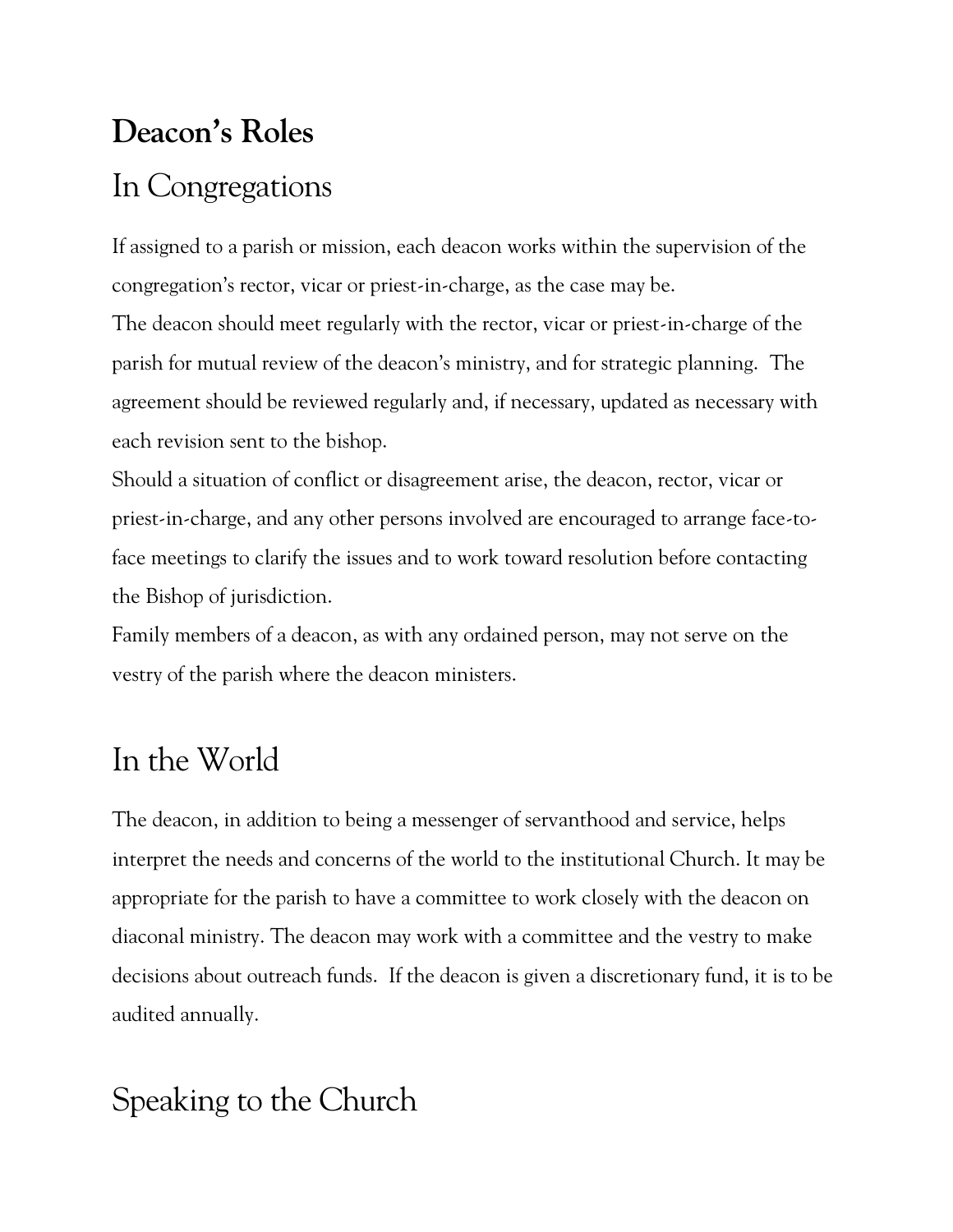# Deacon's Roles

## In Congregations

If assigned to a parish or mission, each deacon works within the supervision of the congregation's rector, vicar or priest-in-charge, as the case may be.

The deacon should meet regularly with the rector, vicar or priest-in-charge of the parish for mutual review of the deacon's ministry, and for strategic planning. The agreement should be reviewed regularly and, if necessary, updated as necessary with each revision sent to the bishop.

Should a situation of conflict or disagreement arise, the deacon, rector, vicar or priest-in-charge, and any other persons involved are encouraged to arrange face-to-face meetings to clarify the issues and to work toward resolution before contacting the Bishop of jurisdiction.

Family members of a deacon, as with any ordained person, may not serve on the vestry of the parish where the deacon ministers.

## In the World

The deacon, in addition to being a messenger of servanthood and service, helps interpret the needs and concerns of the world to the institutional Church. It may be appropriate for the parish to have a committee to work closely with the deacon on diaconal ministry. The deacon may work with a committee and the vestry to make decisions about outreach funds. If the deacon is given a discretionary fund, it is to be audited annually.

## Speaking to the Church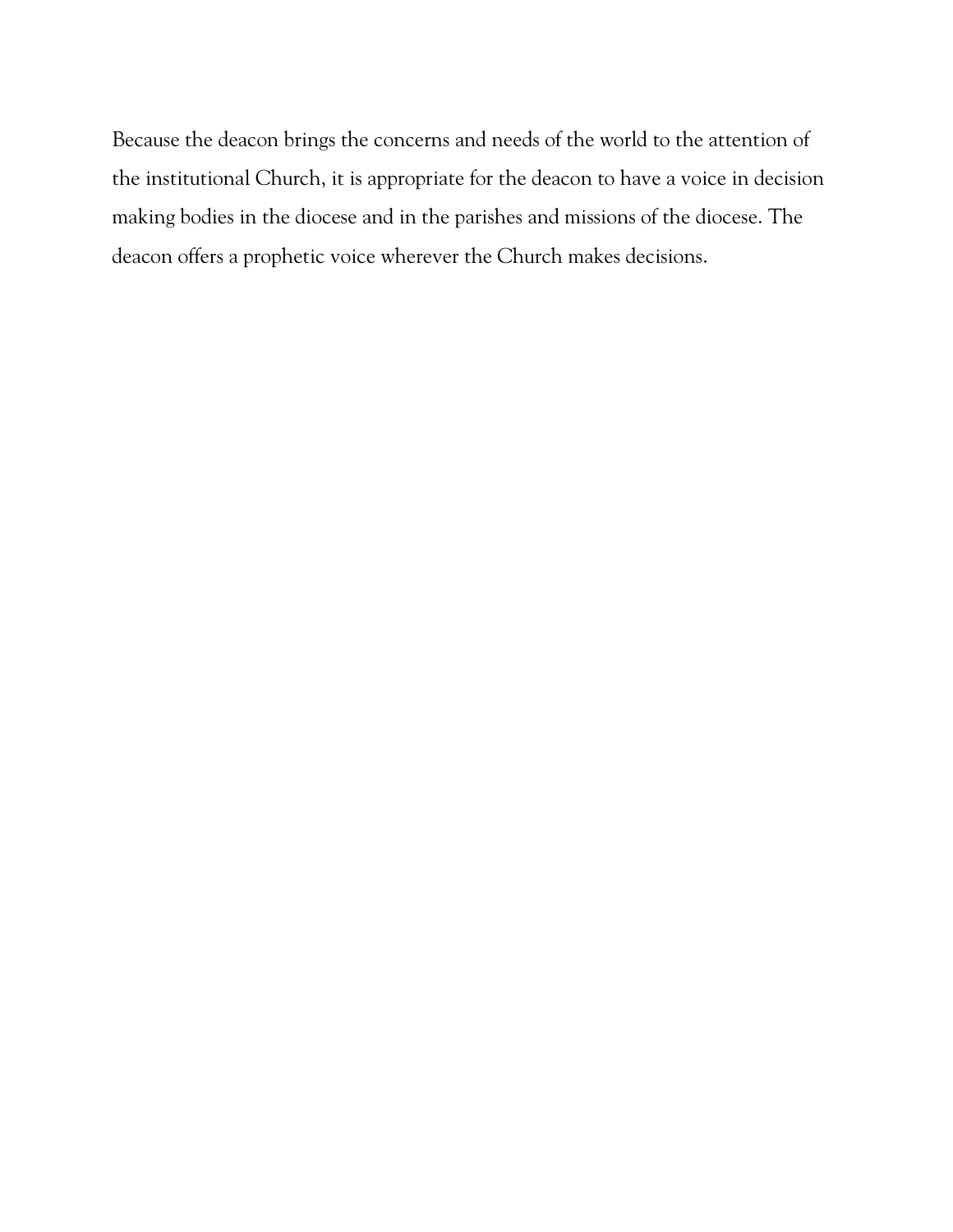Because the deacon brings the concerns and needs of the world to the attention of the institutional Church, it is appropriate for the deacon to have a voice in decision making bodies in the diocese and in the parishes and missions of the diocese. The deacon offers a prophetic voice wherever the Church makes decisions.